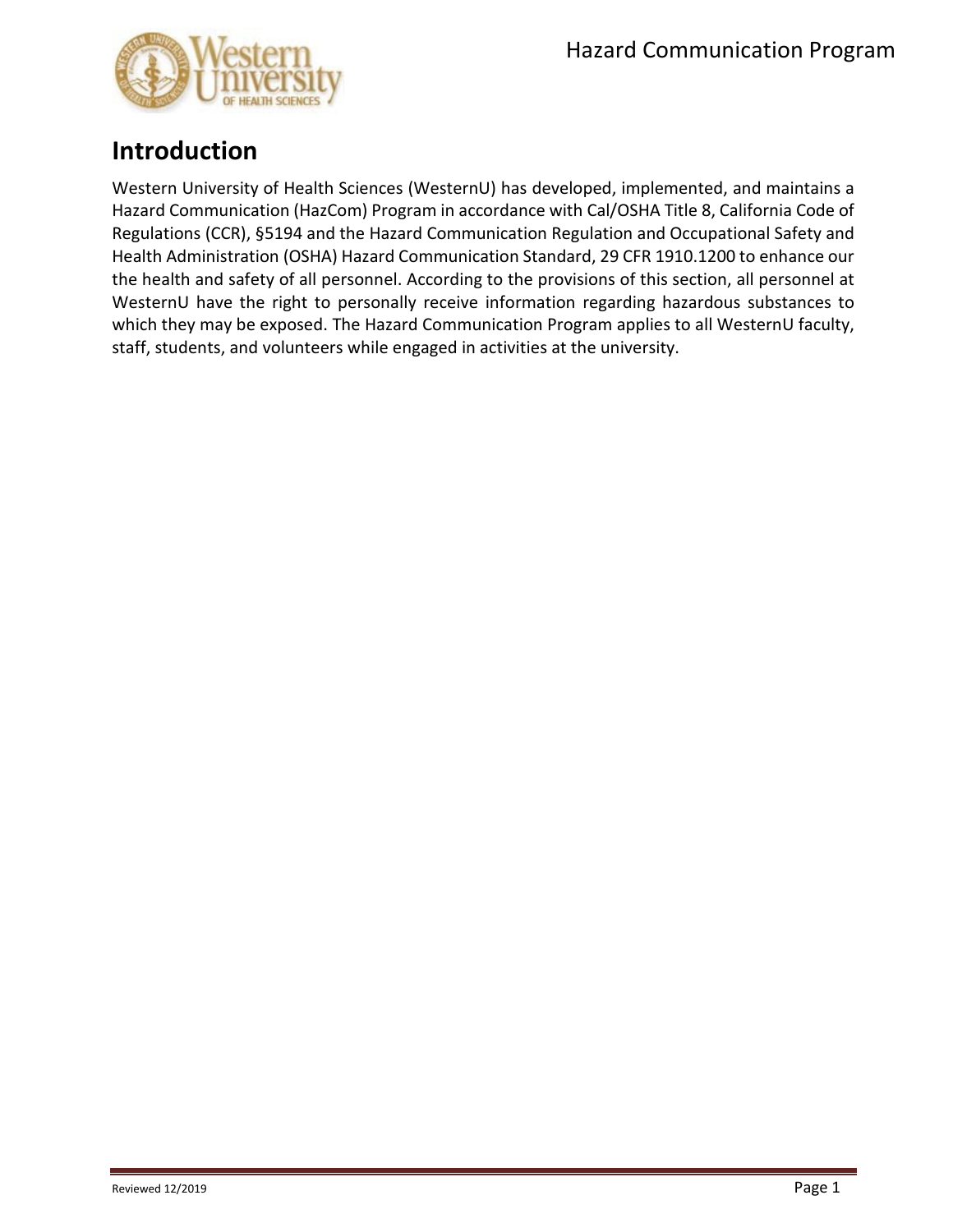# Introduction

Western University of Health Sciences (WesternU) has developed, implemented, and maintains a Hazard Communication (HazCom) Program in accordance with Cal/OSHA Title 8, California Code of Regulations (CCR), §5194 and the Hazard Communication Regulation and Occupational Safety and Health Administration (OSHA) Hazard Communication Standard, 29 CFR 1910.1200 to enhance our the health and safety of all personnel. According to the provisions of this section, all personnel at WesternU have the right to personally receive information regarding hazardous substances to which they may be exposed. The Hazard Communication Program applies to all WesternU faculty, staff, students, and volunteers while engaged in activities at the university.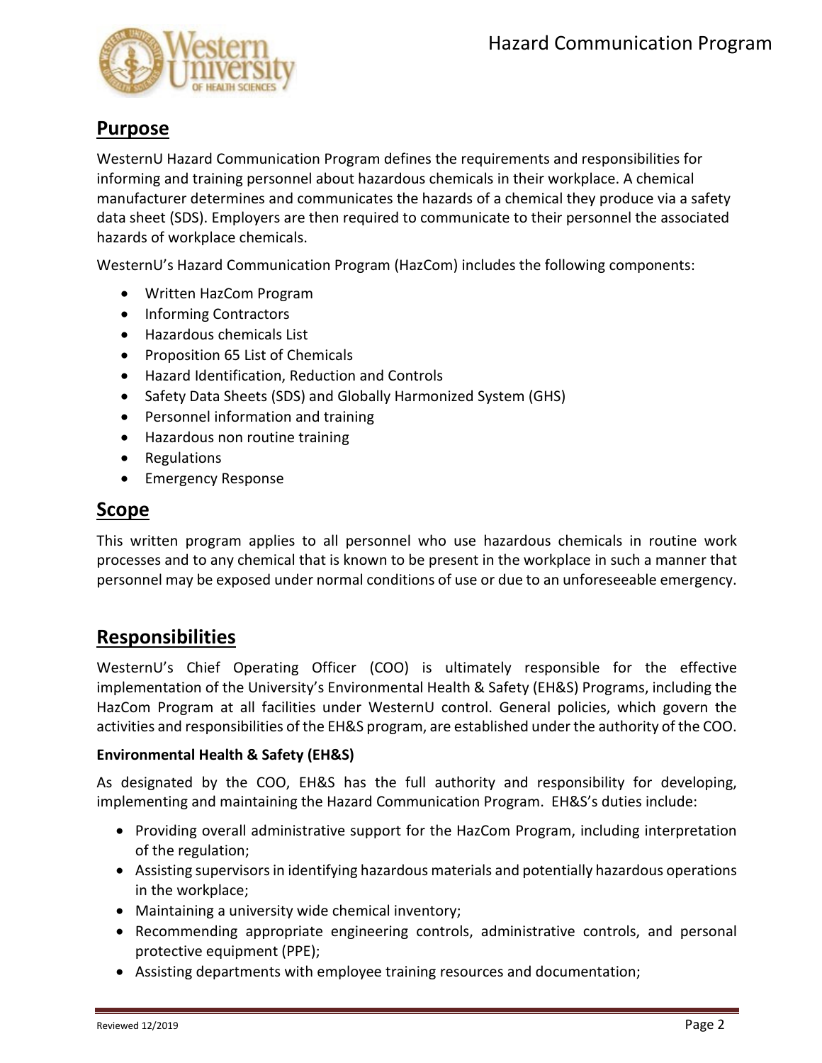## Purpose

WesternU Hazard Communication Program defines the requirements and responsibilities for informing and training personnel about hazardous chemicals in their workplace. A chemical manufacturer determines and communicates the hazards of a chemical they produce via a safety data sheet (SDS). Employers are then required to communicate to their personnel the associated hazards of workplace chemicals.

WesternU's Hazard Communication Program (HazCom) includes the following components:

- Written HazCom Program
- Informing Contractors
- Hazardous chemicals List
- Proposition 65 List of Chemicals
- Hazard Identification, Reduction and Controls
- Safety Data Sheets (SDS) and Globally Harmonized System (GHS)
- Personnel information and training
- Hazardous non routine training
- Regulations
- Emergency Response

## Scope

This written program applies to all personnel who use hazardous chemicals in routine work processes and to any chemical that is known to be present in the workplace in such a manner that personnel may be exposed under normal conditions of use or due to an unforeseeable emergency.

## Responsibilities

WesternU's Chief Operating Officer (COO) is ultimately responsible for the effective implementation of the University's Environmental Health & Safety (EH&S) Programs, including the HazCom Program at all facilities under WesternU control. General policies, which govern the activities and responsibilities of the EH&S program, are established under the authority of the COO.

**Environmental Health & Safety (EH&S)**

As designated by the COO, EH&S has the full authority and responsibility for developing, implementing and maintaining the Hazard Communication Program. EH&S's duties include:

- Providing overall administrative support for the HazCom Program, including interpretation of the regulation;
- Assisting supervisors in identifying hazardous materials and potentially hazardous operations in the workplace;
- Maintaining a university wide chemical inventory;
- Recommending appropriate engineering controls, administrative controls, and personal protective equipment (PPE);
- Assisting departments with employee training resources and documentation;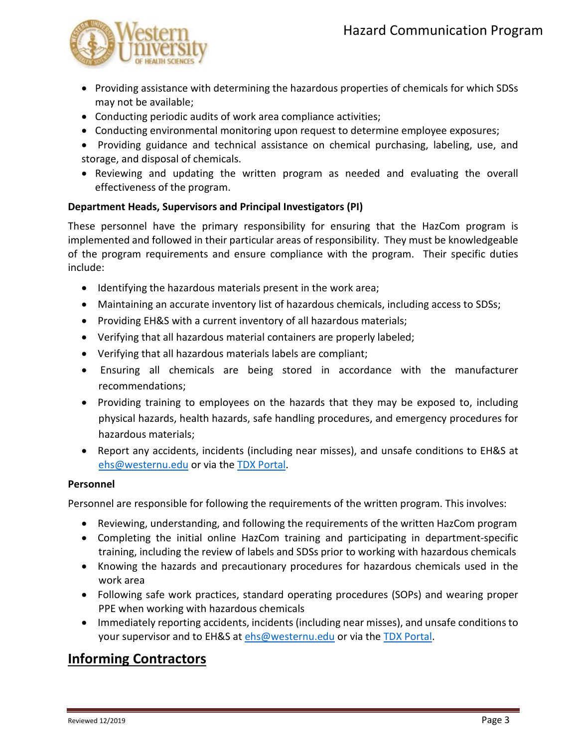- Providing assistance with determining the hazardous properties of chemicals for which SDSs may not be available;
- Conducting periodic audits of work area compliance activities;
- Conducting environmental monitoring upon request to determine employee exposures;
- Providing guidance and technical assistance on chemical purchasing, labeling, use, and storage, and disposal of chemicals.
- Reviewing and updating the written program as needed and evaluating the overall effectiveness of the program.

**Department Heads, Supervisors and Principal Investigators (PI)**

These personnel have the primary responsibility for ensuring that the HazCom program is implemented and followed in their particular areas of responsibility. They must be knowledgeable of the program requirements and ensure compliance with the program. Their specific duties include:

- Identifying the hazardous materials present in the work area;
- Maintaining an accurate inventory list of hazardous chemicals, including access to SDSs;
- Providing EH&S with a current inventory of all hazardous materials;
- Verifying that all hazardous material containers are properly labeled;
- Verifying that all hazardous materials labels are compliant;
- Ensuring all chemicals are being stored in accordance with the manufacturer recommendations;
- Providing training to employees on the hazards that they may be exposed to, including physical hazards, health hazards, safe handling procedures, and emergency procedures for hazardous materials;
- Report any accidents, incidents (including near misses), and unsafe conditions to EH&S at ehs@westernu.edu or via the TDX Portal.

**Personnel**

Personnel are responsible for following the requirements of the written program. This involves:

- Reviewing, understanding, and following the requirements of the written HazCom program
- Completing the initial online HazCom training and participating in department-specific training, including the review of labels and SDSs prior to working with hazardous chemicals
- Knowing the hazards and precautionary procedures for hazardous chemicals used in the work area
- Following safe work practices, standard operating procedures (SOPs) and wearing proper PPE when working with hazardous chemicals
- Immediately reporting accidents, incidents (including near misses), and unsafe conditions to your supervisor and to EH&S at ehs@westernu.edu or via the TDX Portal.

## Informing Contractors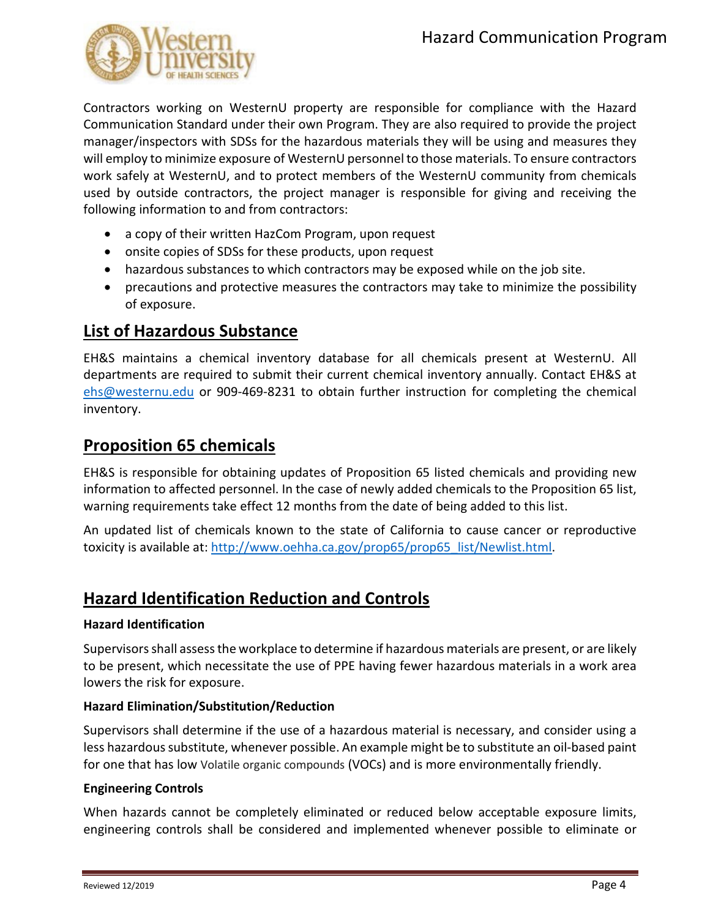Contractors working on WesternU property are responsible for compliance with the Hazard Communication Standard under their own Program. They are also required to provide the project manager/inspectors with SDSs for the hazardous materials they will be using and measures they will employ to minimize exposure of WesternU personnel to those materials. To ensure contractors work safely at WesternU, and to protect members of the WesternU community from chemicals used by outside contractors, the project manager is responsible for giving and receiving the following information to and from contractors:

- a copy of their written HazCom Program, upon request
- onsite copies of SDSs for these products, upon request
- hazardous substances to which contractors may be exposed while on the job site.
- precautions and protective measures the contractors may take to minimize the possibility of exposure.

## List of Hazardous Substance

EH&S maintains a chemical inventory database for all chemicals present at WesternU. All departments are required to submit their current chemical inventory annually. Contact EH&S at ehs@westernu.edu or 909-469-8231 to obtain further instruction for completing the chemical inventory.

## Proposition 65 chemicals

EH&S is responsible for obtaining updates of Proposition 65 listed chemicals and providing new information to affected personnel. In the case of newly added chemicals to the Proposition 65 list, warning requirements take effect 12 months from the date of being added to this list.

An updated list of chemicals known to the state of California to cause cancer or reproductive toxicity is available at: http://www.oehha.ca.gov/prop65/prop65_list/Newlist.html.

## Hazard Identification Reduction and Controls

**Hazard Identification**

Supervisors shall assess the workplace to determine if hazardous materials are present, or are likely to be present, which necessitate the use of PPE having fewer hazardous materials in a work area lowers the risk for exposure.

**Hazard Elimination/Substitution/Reduction**

Supervisors shall determine if the use of a hazardous material is necessary, and consider using a less hazardous substitute, whenever possible. An example might be to substitute an oil-based paint for one that has low Volatile organic compounds (VOCs) and is more environmentally friendly.

**Engineering Controls**

When hazards cannot be completely eliminated or reduced below acceptable exposure limits, engineering controls shall be considered and implemented whenever possible to eliminate or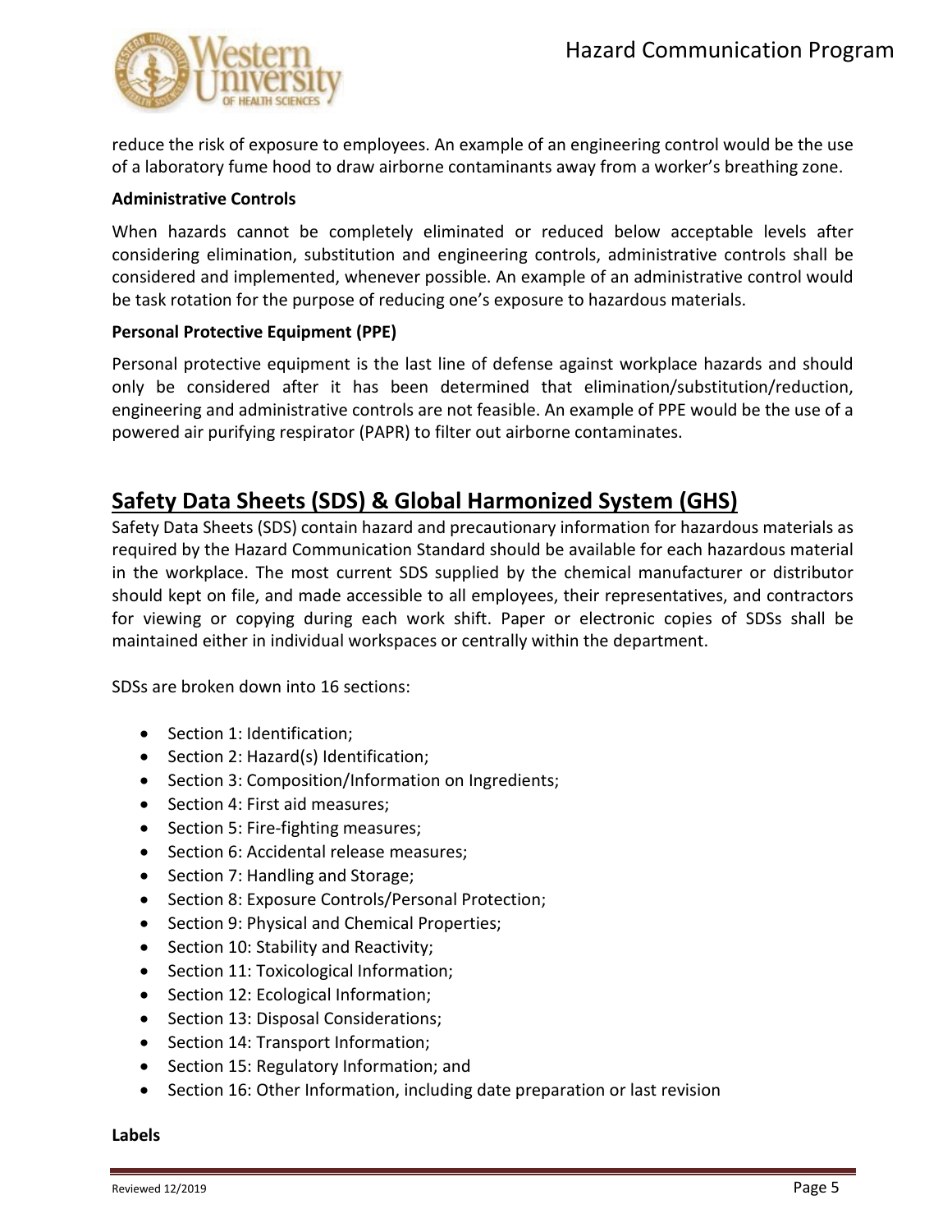reduce the risk of exposure to employees. An example of an engineering control would be the use of a laboratory fume hood to draw airborne contaminants away from a worker's breathing zone.

**Administrative Controls**

When hazards cannot be completely eliminated or reduced below acceptable levels after considering elimination, substitution and engineering controls, administrative controls shall be considered and implemented, whenever possible. An example of an administrative control would be task rotation for the purpose of reducing one's exposure to hazardous materials.

**Personal Protective Equipment (PPE)**

Personal protective equipment is the last line of defense against workplace hazards and should only be considered after it has been determined that elimination/substitution/reduction, engineering and administrative controls are not feasible. An example of PPE would be the use of a powered air purifying respirator (PAPR) to filter out airborne contaminates.

## Safety Data Sheets (SDS) & Global Harmonized System (GHS)

Safety Data Sheets (SDS) contain hazard and precautionary information for hazardous materials as required by the Hazard Communication Standard should be available for each hazardous material in the workplace. The most current SDS supplied by the chemical manufacturer or distributor should kept on file, and made accessible to all employees, their representatives, and contractors for viewing or copying during each work shift. Paper or electronic copies of SDSs shall be maintained either in individual workspaces or centrally within the department.

SDSs are broken down into 16 sections:

- Section 1: Identification;
- Section 2: Hazard(s) Identification;
- Section 3: Composition/Information on Ingredients;
- Section 4: First aid measures;
- Section 5: Fire-fighting measures;
- Section 6: Accidental release measures;
- Section 7: Handling and Storage;
- Section 8: Exposure Controls/Personal Protection;
- Section 9: Physical and Chemical Properties;
- Section 10: Stability and Reactivity;
- Section 11: Toxicological Information;
- Section 12: Ecological Information;
- Section 13: Disposal Considerations;
- Section 14: Transport Information;
- Section 15: Regulatory Information; and
- Section 16: Other Information, including date preparation or last revision

**Labels**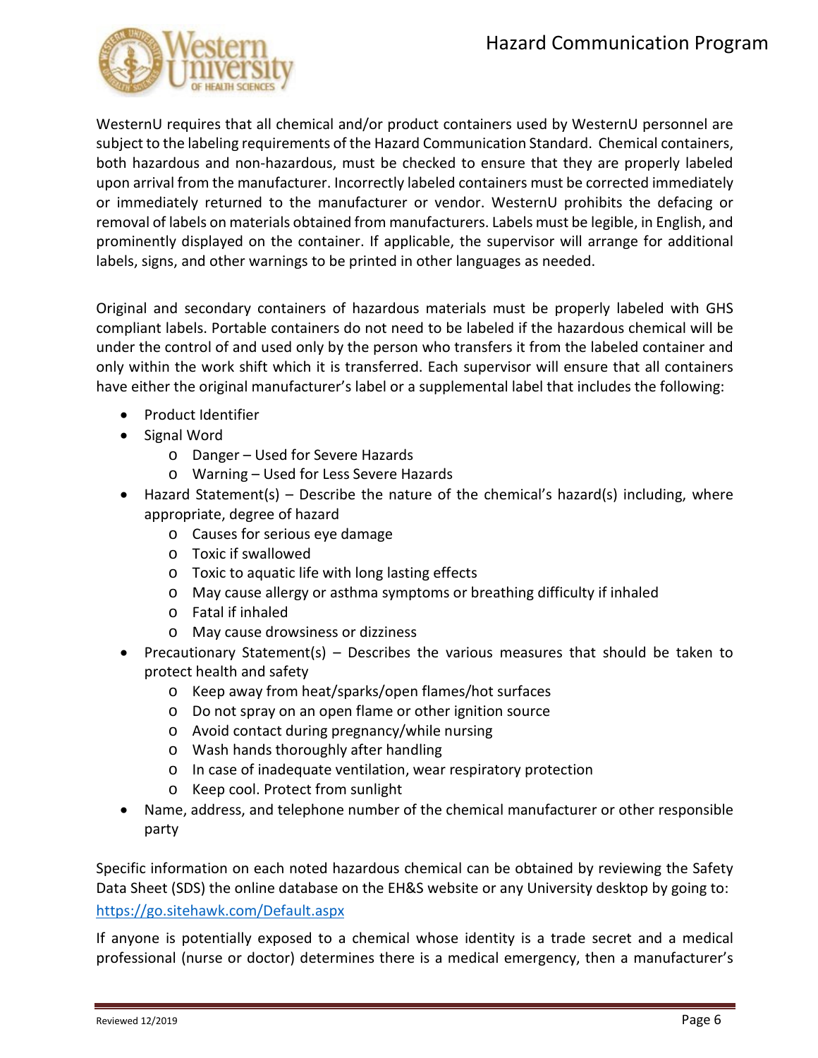WesternU requires that all chemical and/or product containers used by WesternU personnel are subject to the labeling requirements of the Hazard Communication Standard. Chemical containers, both hazardous and non-hazardous, must be checked to ensure that they are properly labeled upon arrival from the manufacturer. Incorrectly labeled containers must be corrected immediately or immediately returned to the manufacturer or vendor. WesternU prohibits the defacing or removal of labels on materials obtained from manufacturers. Labels must be legible, in English, and prominently displayed on the container. If applicable, the supervisor will arrange for additional labels, signs, and other warnings to be printed in other languages as needed.

Original and secondary containers of hazardous materials must be properly labeled with GHS compliant labels. Portable containers do not need to be labeled if the hazardous chemical will be under the control of and used only by the person who transfers it from the labeled container and only within the work shift which it is transferred. Each supervisor will ensure that all containers have either the original manufacturer's label or a supplemental label that includes the following:

- Product Identifier
- Signal Word
  - Danger – Used for Severe Hazards
  - Warning – Used for Less Severe Hazards
- Hazard Statement(s) – Describe the nature of the chemical's hazard(s) including, where appropriate, degree of hazard
  - Causes for serious eye damage
  - Toxic if swallowed
  - Toxic to aquatic life with long lasting effects
  - May cause allergy or asthma symptoms or breathing difficulty if inhaled
  - Fatal if inhaled
  - May cause drowsiness or dizziness
- Precautionary Statement(s) – Describes the various measures that should be taken to protect health and safety
  - Keep away from heat/sparks/open flames/hot surfaces
  - Do not spray on an open flame or other ignition source
  - Avoid contact during pregnancy/while nursing
  - Wash hands thoroughly after handling
  - In case of inadequate ventilation, wear respiratory protection
  - Keep cool. Protect from sunlight
- Name, address, and telephone number of the chemical manufacturer or other responsible party

Specific information on each noted hazardous chemical can be obtained by reviewing the Safety Data Sheet (SDS) the online database on the EH&S website or any University desktop by going to: https://go.sitehawk.com/Default.aspx

If anyone is potentially exposed to a chemical whose identity is a trade secret and a medical professional (nurse or doctor) determines there is a medical emergency, then a manufacturer's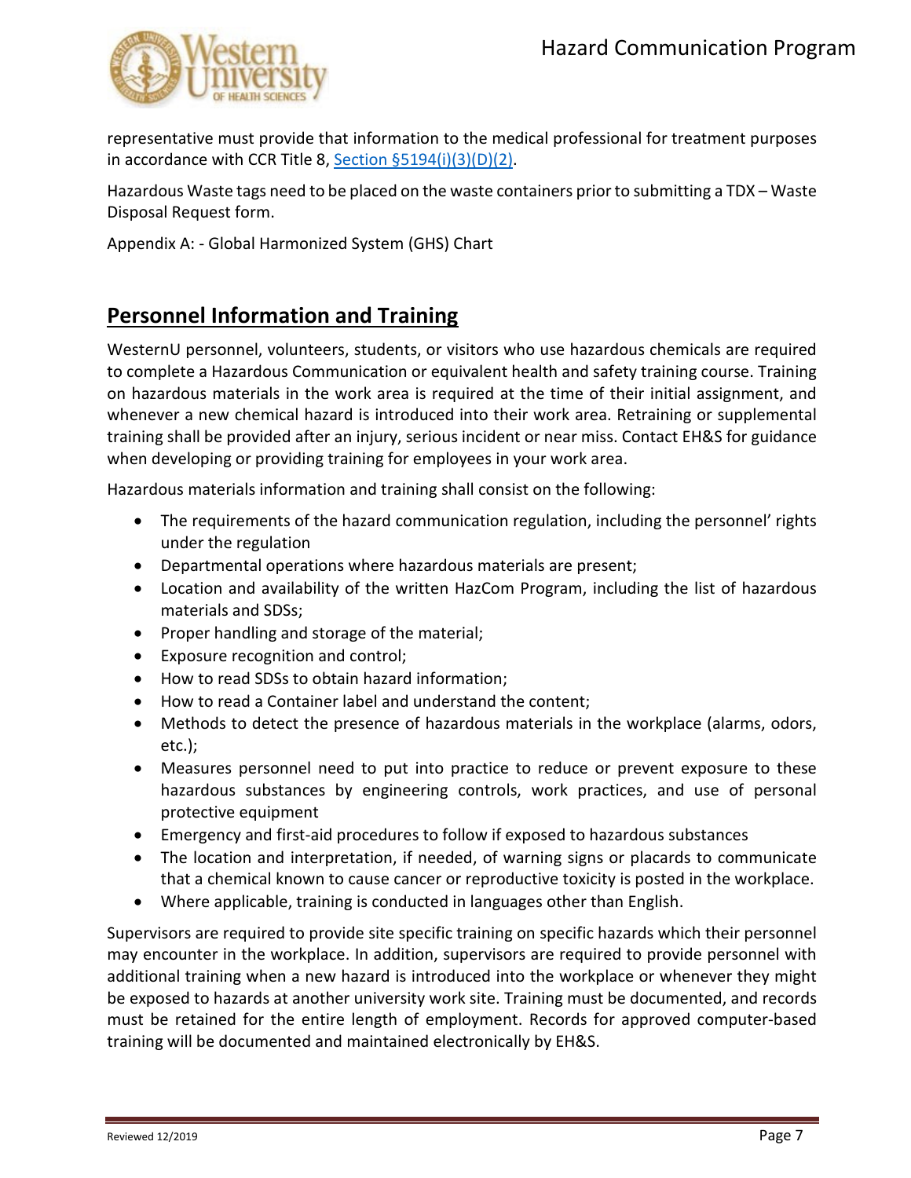representative must provide that information to the medical professional for treatment purposes in accordance with CCR Title 8, Section §5194(i)(3)(D)(2).

Hazardous Waste tags need to be placed on the waste containers prior to submitting a TDX – Waste Disposal Request form.

Appendix A: - Global Harmonized System (GHS) Chart

## Personnel Information and Training

WesternU personnel, volunteers, students, or visitors who use hazardous chemicals are required to complete a Hazardous Communication or equivalent health and safety training course. Training on hazardous materials in the work area is required at the time of their initial assignment, and whenever a new chemical hazard is introduced into their work area. Retraining or supplemental training shall be provided after an injury, serious incident or near miss. Contact EH&S for guidance when developing or providing training for employees in your work area.

Hazardous materials information and training shall consist on the following:

- The requirements of the hazard communication regulation, including the personnel' rights under the regulation
- Departmental operations where hazardous materials are present;
- Location and availability of the written HazCom Program, including the list of hazardous materials and SDSs;
- Proper handling and storage of the material;
- Exposure recognition and control;
- How to read SDSs to obtain hazard information;
- How to read a Container label and understand the content;
- Methods to detect the presence of hazardous materials in the workplace (alarms, odors, etc.);
- Measures personnel need to put into practice to reduce or prevent exposure to these hazardous substances by engineering controls, work practices, and use of personal protective equipment
- Emergency and first-aid procedures to follow if exposed to hazardous substances
- The location and interpretation, if needed, of warning signs or placards to communicate that a chemical known to cause cancer or reproductive toxicity is posted in the workplace.
- Where applicable, training is conducted in languages other than English.

Supervisors are required to provide site specific training on specific hazards which their personnel may encounter in the workplace. In addition, supervisors are required to provide personnel with additional training when a new hazard is introduced into the workplace or whenever they might be exposed to hazards at another university work site. Training must be documented, and records must be retained for the entire length of employment. Records for approved computer-based training will be documented and maintained electronically by EH&S.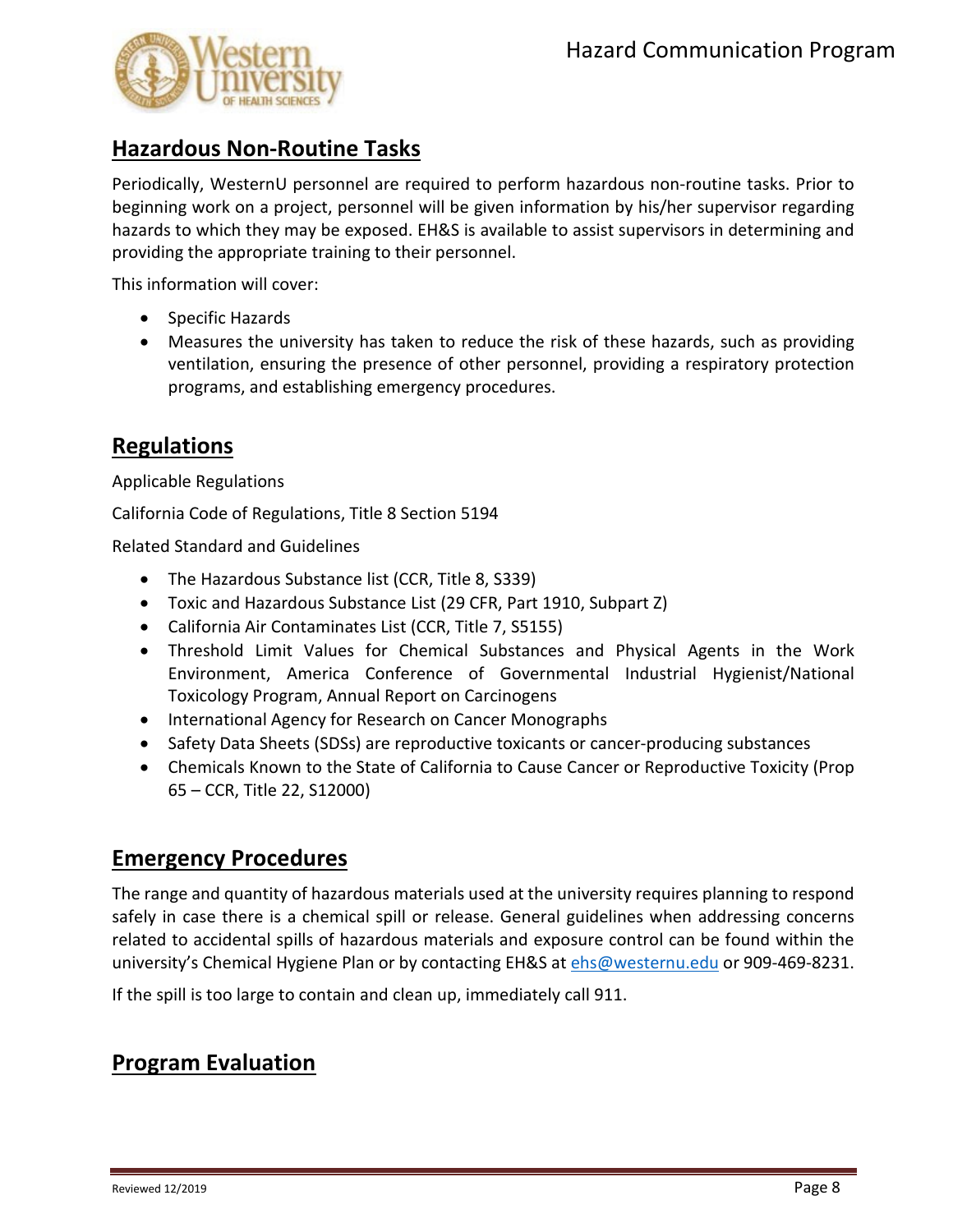## Hazardous Non-Routine Tasks

Periodically, WesternU personnel are required to perform hazardous non-routine tasks. Prior to beginning work on a project, personnel will be given information by his/her supervisor regarding hazards to which they may be exposed. EH&S is available to assist supervisors in determining and providing the appropriate training to their personnel.

This information will cover:

- Specific Hazards
- Measures the university has taken to reduce the risk of these hazards, such as providing ventilation, ensuring the presence of other personnel, providing a respiratory protection programs, and establishing emergency procedures.

## Regulations

Applicable Regulations

California Code of Regulations, Title 8 Section 5194

Related Standard and Guidelines

- The Hazardous Substance list (CCR, Title 8, S339)
- Toxic and Hazardous Substance List (29 CFR, Part 1910, Subpart Z)
- California Air Contaminates List (CCR, Title 7, S5155)
- Threshold Limit Values for Chemical Substances and Physical Agents in the Work Environment, America Conference of Governmental Industrial Hygienist/National Toxicology Program, Annual Report on Carcinogens
- International Agency for Research on Cancer Monographs
- Safety Data Sheets (SDSs) are reproductive toxicants or cancer-producing substances
- Chemicals Known to the State of California to Cause Cancer or Reproductive Toxicity (Prop 65 – CCR, Title 22, S12000)

## Emergency Procedures

The range and quantity of hazardous materials used at the university requires planning to respond safely in case there is a chemical spill or release. General guidelines when addressing concerns related to accidental spills of hazardous materials and exposure control can be found within the university's Chemical Hygiene Plan or by contacting EH&S at ehs@westernu.edu or 909-469-8231.

If the spill is too large to contain and clean up, immediately call 911.

## Program Evaluation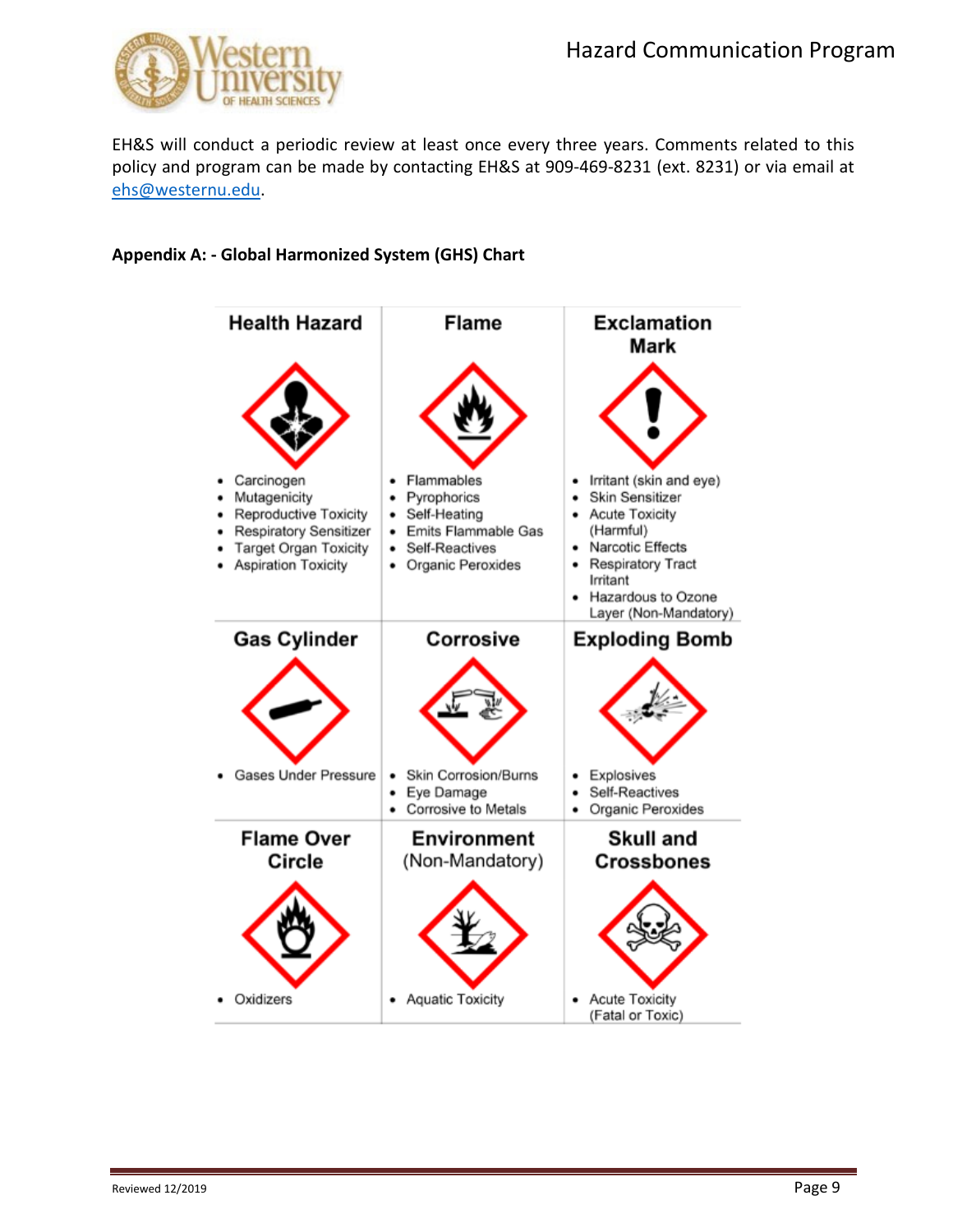EH&S will conduct a periodic review at least once every three years. Comments related to this policy and program can be made by contacting EH&S at 909-469-8231 (ext. 8231) or via email at ehs@westernu.edu.

**Appendix A: - Global Harmonized System (GHS) Chart**

| Health Hazard | Flame | Exclamation Mark |
|---|---|---|
| • Carcinogen<br>• Mutagenicity<br>• Reproductive Toxicity<br>• Respiratory Sensitizer<br>• Target Organ Toxicity<br>• Aspiration Toxicity | • Flammables<br>• Pyrophorics<br>• Self-Heating<br>• Emits Flammable Gas<br>• Self-Reactives<br>• Organic Peroxides | • Irritant (skin and eye)<br>• Skin Sensitizer<br>• Acute Toxicity (Harmful)<br>• Narcotic Effects<br>• Respiratory Tract Irritant<br>• Hazardous to Ozone Layer (Non-Mandatory) |
| **Gas Cylinder** | **Corrosive** | **Exploding Bomb** |
| • Gases Under Pressure | • Skin Corrosion/Burns<br>• Eye Damage<br>• Corrosive to Metals | • Explosives<br>• Self-Reactives<br>• Organic Peroxides |
| **Flame Over Circle** | **Environment (Non-Mandatory)** | **Skull and Crossbones** |
| • Oxidizers | • Aquatic Toxicity | • Acute Toxicity (Fatal or Toxic) |

Reviewed 12/2019